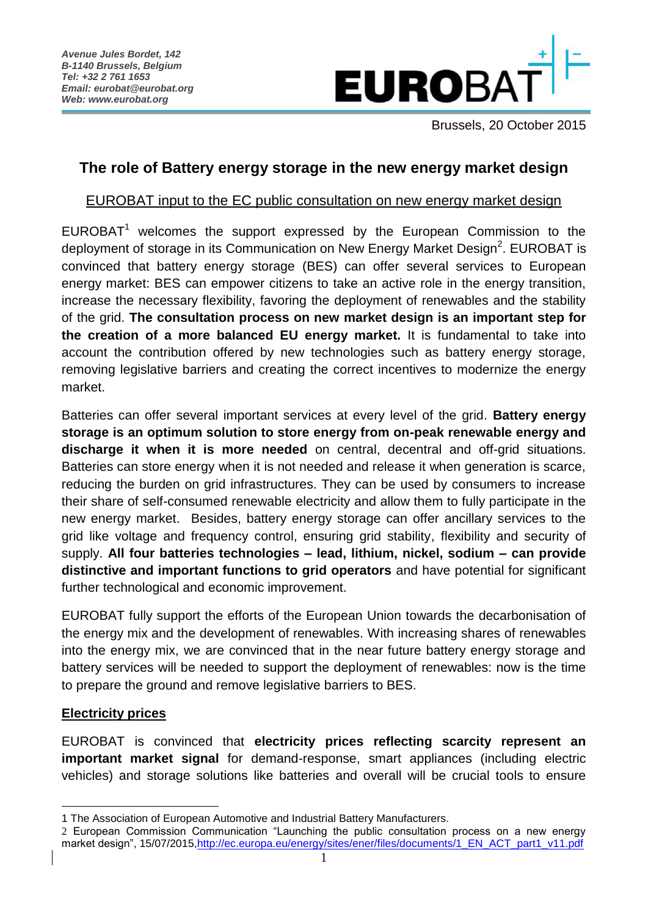*Avenue Jules Bordet, 142*
*B-1140 Brussels, Belgium*
*Tel: +32 2 761 1653*
*Email: eurobat@eurobat.org*
*Web: www.eurobat.org*

EUROBAT

Brussels, 20 October 2015

# The role of Battery energy storage in the new energy market design

## EUROBAT input to the EC public consultation on new energy market design

EUROBAT[1] welcomes the support expressed by the European Commission to the deployment of storage in its Communication on New Energy Market Design[2]. EUROBAT is convinced that battery energy storage (BES) can offer several services to European energy market: BES can empower citizens to take an active role in the energy transition, increase the necessary flexibility, favoring the deployment of renewables and the stability of the grid. **The consultation process on new market design is an important step for the creation of a more balanced EU energy market.** It is fundamental to take into account the contribution offered by new technologies such as battery energy storage, removing legislative barriers and creating the correct incentives to modernize the energy market.

Batteries can offer several important services at every level of the grid. **Battery energy storage is an optimum solution to store energy from on-peak renewable energy and discharge it when it is more needed** on central, decentral and off-grid situations. Batteries can store energy when it is not needed and release it when generation is scarce, reducing the burden on grid infrastructures. They can be used by consumers to increase their share of self-consumed renewable electricity and allow them to fully participate in the new energy market. Besides, battery energy storage can offer ancillary services to the grid like voltage and frequency control, ensuring grid stability, flexibility and security of supply. **All four batteries technologies – lead, lithium, nickel, sodium – can provide distinctive and important functions to grid operators** and have potential for significant further technological and economic improvement.

EUROBAT fully support the efforts of the European Union towards the decarbonisation of the energy mix and the development of renewables. With increasing shares of renewables into the energy mix, we are convinced that in the near future battery energy storage and battery services will be needed to support the deployment of renewables: now is the time to prepare the ground and remove legislative barriers to BES.

### Electricity prices

EUROBAT is convinced that **electricity prices reflecting scarcity represent an important market signal** for demand-response, smart appliances (including electric vehicles) and storage solutions like batteries and overall will be crucial tools to ensure

---

1 The Association of European Automotive and Industrial Battery Manufacturers.

2 European Commission Communication "Launching the public consultation process on a new energy market design", 15/07/2015, http://ec.europa.eu/energy/sites/ener/files/documents/1_EN_ACT_part1_v11.pdf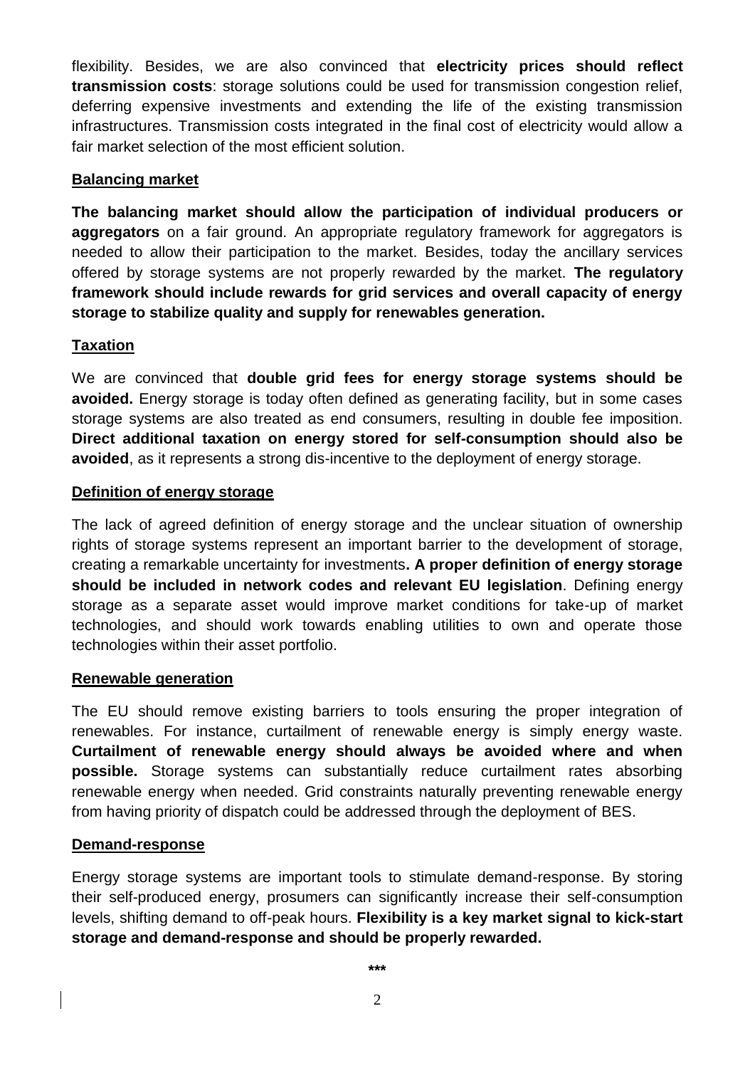flexibility. Besides, we are also convinced that **electricity prices should reflect transmission costs**: storage solutions could be used for transmission congestion relief, deferring expensive investments and extending the life of the existing transmission infrastructures. Transmission costs integrated in the final cost of electricity would allow a fair market selection of the most efficient solution.

## Balancing market

**The balancing market should allow the participation of individual producers or aggregators** on a fair ground. An appropriate regulatory framework for aggregators is needed to allow their participation to the market. Besides, today the ancillary services offered by storage systems are not properly rewarded by the market. **The regulatory framework should include rewards for grid services and overall capacity of energy storage to stabilize quality and supply for renewables generation.**

## Taxation

We are convinced that **double grid fees for energy storage systems should be avoided.** Energy storage is today often defined as generating facility, but in some cases storage systems are also treated as end consumers, resulting in double fee imposition. **Direct additional taxation on energy stored for self-consumption should also be avoided**, as it represents a strong dis-incentive to the deployment of energy storage.

## Definition of energy storage

The lack of agreed definition of energy storage and the unclear situation of ownership rights of storage systems represent an important barrier to the development of storage, creating a remarkable uncertainty for investments**. A proper definition of energy storage should be included in network codes and relevant EU legislation**. Defining energy storage as a separate asset would improve market conditions for take-up of market technologies, and should work towards enabling utilities to own and operate those technologies within their asset portfolio.

## Renewable generation

The EU should remove existing barriers to tools ensuring the proper integration of renewables. For instance, curtailment of renewable energy is simply energy waste. **Curtailment of renewable energy should always be avoided where and when possible.** Storage systems can substantially reduce curtailment rates absorbing renewable energy when needed. Grid constraints naturally preventing renewable energy from having priority of dispatch could be addressed through the deployment of BES.

## Demand-response

Energy storage systems are important tools to stimulate demand-response. By storing their self-produced energy, prosumers can significantly increase their self-consumption levels, shifting demand to off-peak hours. **Flexibility is a key market signal to kick-start storage and demand-response and should be properly rewarded.**

***